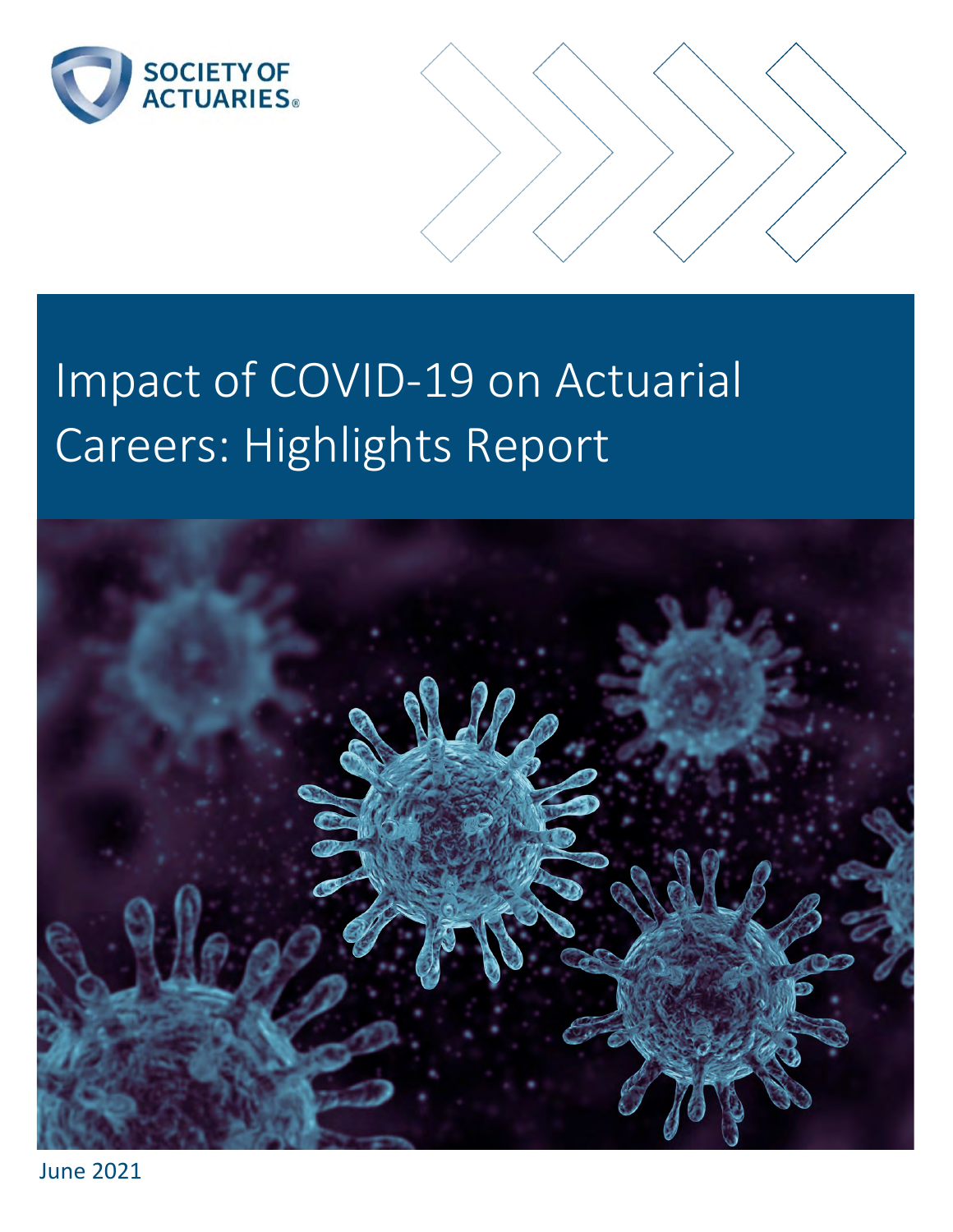SOCIETY OF ACTUARIES

# Impact of COVID-19 on Actuarial Careers: Highlights Report

June 2021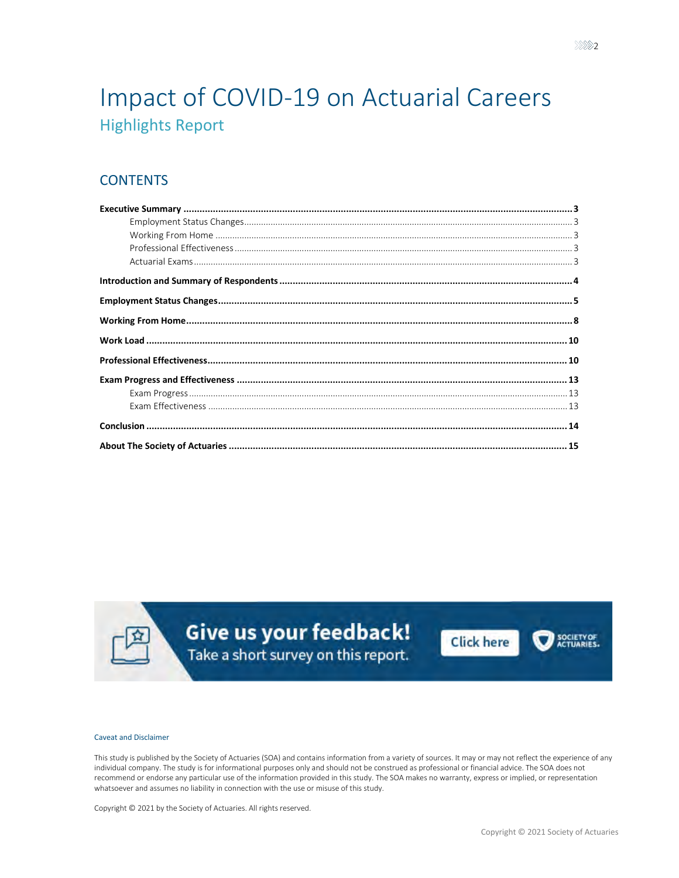# Impact of COVID-19 on Actuarial Careers

## Highlights Report

## CONTENTS

**Executive Summary** ............ **3**
- Employment Status Changes ............ 3
- Working From Home ............ 3
- Professional Effectiveness ............ 3
- Actuarial Exams ............ 3

**Introduction and Summary of Respondents** ............ **4**

**Employment Status Changes** ............ **5**

**Working From Home** ............ **8**

**Work Load** ............ **10**

**Professional Effectiveness** ............ **10**

**Exam Progress and Effectiveness** ............ **13**
- Exam Progress ............ 13
- Exam Effectiveness ............ 13

**Conclusion** ............ **14**

**About The Society of Actuaries** ............ **15**

**Give us your feedback!**
Take a short survey on this report.

Click here

SOCIETY OF ACTUARIES.

Caveat and Disclaimer

This study is published by the Society of Actuaries (SOA) and contains information from a variety of sources. It may or may not reflect the experience of any individual company. The study is for informational purposes only and should not be construed as professional or financial advice. The SOA does not recommend or endorse any particular use of the information provided in this study. The SOA makes no warranty, express or implied, or representation whatsoever and assumes no liability in connection with the use or misuse of this study.

Copyright © 2021 by the Society of Actuaries. All rights reserved.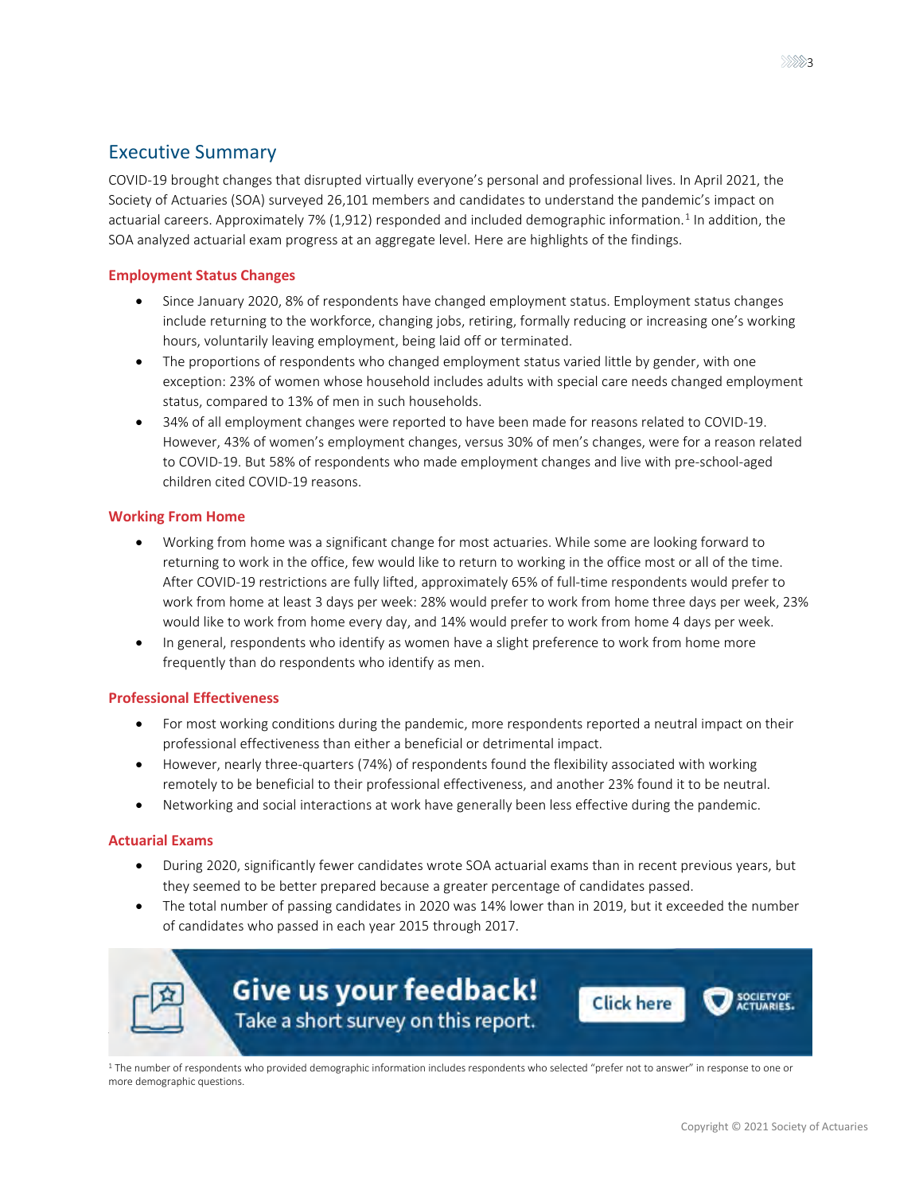## Executive Summary

COVID-19 brought changes that disrupted virtually everyone's personal and professional lives. In April 2021, the Society of Actuaries (SOA) surveyed 26,101 members and candidates to understand the pandemic's impact on actuarial careers. Approximately 7% (1,912) responded and included demographic information.[1] In addition, the SOA analyzed actuarial exam progress at an aggregate level. Here are highlights of the findings.

### Employment Status Changes

- Since January 2020, 8% of respondents have changed employment status. Employment status changes include returning to the workforce, changing jobs, retiring, formally reducing or increasing one's working hours, voluntarily leaving employment, being laid off or terminated.
- The proportions of respondents who changed employment status varied little by gender, with one exception: 23% of women whose household includes adults with special care needs changed employment status, compared to 13% of men in such households.
- 34% of all employment changes were reported to have been made for reasons related to COVID-19. However, 43% of women's employment changes, versus 30% of men's changes, were for a reason related to COVID-19. But 58% of respondents who made employment changes and live with pre-school-aged children cited COVID-19 reasons.

### Working From Home

- Working from home was a significant change for most actuaries. While some are looking forward to returning to work in the office, few would like to return to working in the office most or all of the time. After COVID-19 restrictions are fully lifted, approximately 65% of full-time respondents would prefer to work from home at least 3 days per week: 28% would prefer to work from home three days per week, 23% would like to work from home every day, and 14% would prefer to work from home 4 days per week.
- In general, respondents who identify as women have a slight preference to work from home more frequently than do respondents who identify as men.

### Professional Effectiveness

- For most working conditions during the pandemic, more respondents reported a neutral impact on their professional effectiveness than either a beneficial or detrimental impact.
- However, nearly three-quarters (74%) of respondents found the flexibility associated with working remotely to be beneficial to their professional effectiveness, and another 23% found it to be neutral.
- Networking and social interactions at work have generally been less effective during the pandemic.

### Actuarial Exams

- During 2020, significantly fewer candidates wrote SOA actuarial exams than in recent previous years, but they seemed to be better prepared because a greater percentage of candidates passed.
- The total number of passing candidates in 2020 was 14% lower than in 2019, but it exceeded the number of candidates who passed in each year 2015 through 2017.

**Give us your feedback!** Take a short survey on this report. Click here

[1] The number of respondents who provided demographic information includes respondents who selected "prefer not to answer" in response to one or more demographic questions.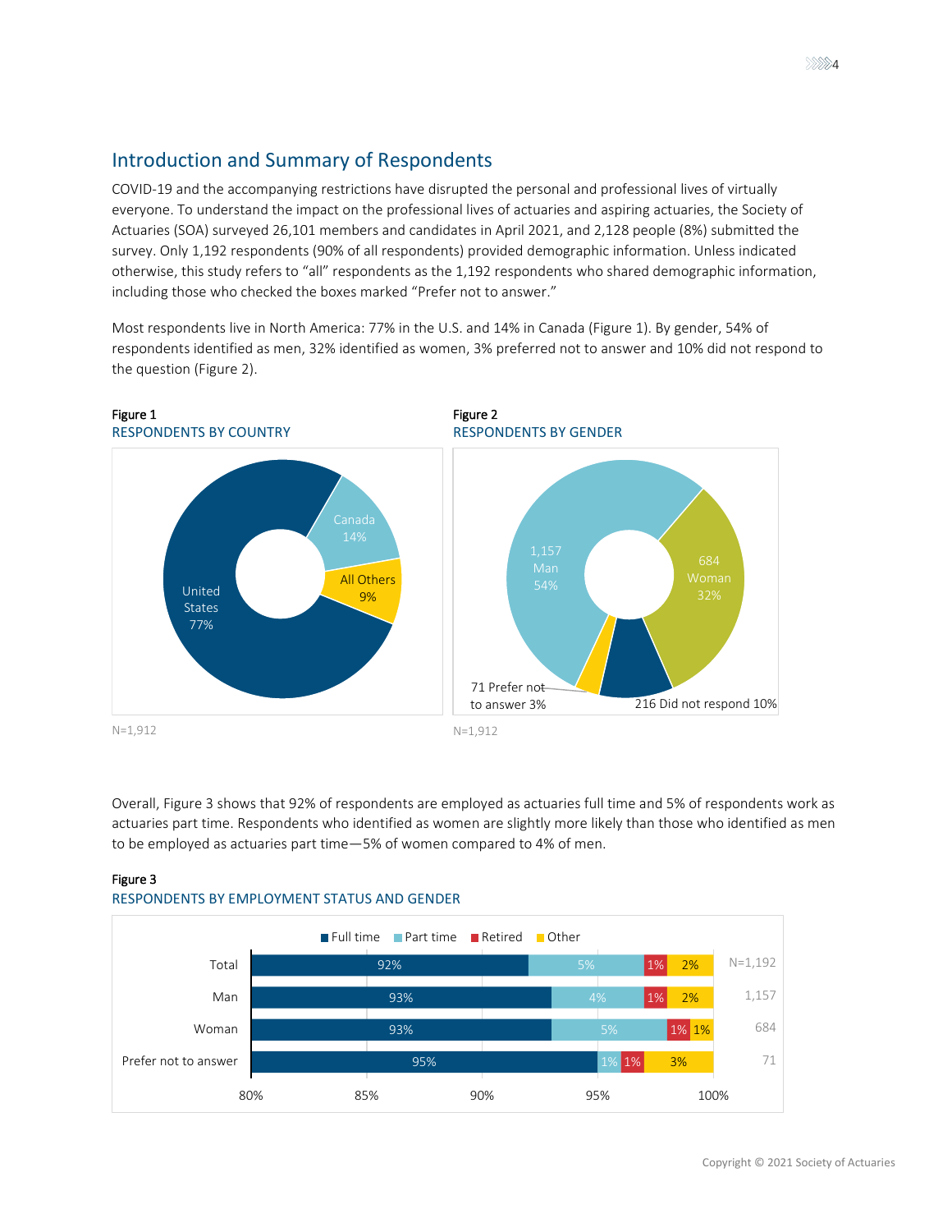## Introduction and Summary of Respondents

COVID-19 and the accompanying restrictions have disrupted the personal and professional lives of virtually everyone. To understand the impact on the professional lives of actuaries and aspiring actuaries, the Society of Actuaries (SOA) surveyed 26,101 members and candidates in April 2021, and 2,128 people (8%) submitted the survey. Only 1,192 respondents (90% of all respondents) provided demographic information. Unless indicated otherwise, this study refers to "all" respondents as the 1,192 respondents who shared demographic information, including those who checked the boxes marked "Prefer not to answer."

Most respondents live in North America: 77% in the U.S. and 14% in Canada (Figure 1). By gender, 54% of respondents identified as men, 32% identified as women, 3% preferred not to answer and 10% did not respond to the question (Figure 2).

**Figure 1**
RESPONDENTS BY COUNTRY

| Country | Percent |
|---|---|
| United States | 77% |
| Canada | 14% |
| All Others | 9% |

N=1,912

**Figure 2**
RESPONDENTS BY GENDER

| Gender | Count | Percent |
|---|---|---|
| Man | 1,157 | 54% |
| Woman | 684 | 32% |
| Did not respond | 216 | 10% |
| Prefer not to answer | 71 | 3% |

N=1,912

Overall, Figure 3 shows that 92% of respondents are employed as actuaries full time and 5% of respondents work as actuaries part time. Respondents who identified as women are slightly more likely than those who identified as men to be employed as actuaries part time—5% of women compared to 4% of men.

**Figure 3**
RESPONDENTS BY EMPLOYMENT STATUS AND GENDER

| | Full time | Part time | Retired | Other | N |
|---|---|---|---|---|---|
| Total | 92% | 5% | 1% | 2% | N=1,192 |
| Man | 93% | 4% | 1% | 2% | 1,157 |
| Woman | 93% | 5% | 1% | 1% | 684 |
| Prefer not to answer | 95% | 1% | 1% | 3% | 71 |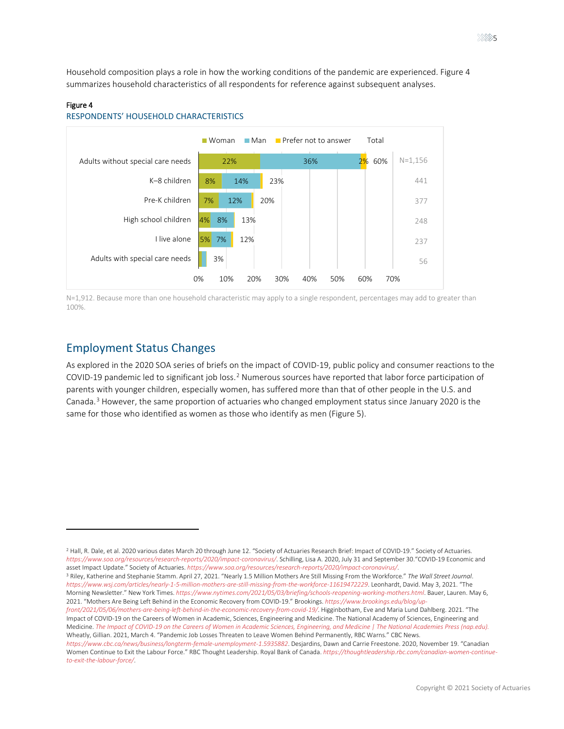Household composition plays a role in how the working conditions of the pandemic are experienced. Figure 4 summarizes household characteristics of all respondents for reference against subsequent analyses.

Figure 4

RESPONDENTS' HOUSEHOLD CHARACTERISTICS

| | Woman | Man | Prefer not to answer | Total | N |
|---|---|---|---|---|---|
| Adults without special care needs | 22% | 36% | 2% | 60% | N=1,156 |
| K–8 children | 8% | 14% | | 23% | 441 |
| Pre-K children | 7% | 12% | | 20% | 377 |
| High school children | 4% | 8% | | 13% | 248 |
| I live alone | 5% | 7% | | 12% | 237 |
| Adults with special care needs | | | | 3% | 56 |

N=1,912. Because more than one household characteristic may apply to a single respondent, percentages may add to greater than 100%.

## Employment Status Changes

As explored in the 2020 SOA series of briefs on the impact of COVID-19, public policy and consumer reactions to the COVID-19 pandemic led to significant job loss.[2] Numerous sources have reported that labor force participation of parents with younger children, especially women, has suffered more than that of other people in the U.S. and Canada.[3] However, the same proportion of actuaries who changed employment status since January 2020 is the same for those who identified as women as those who identify as men (Figure 5).

---

[2] Hall, R. Dale, et al. 2020 various dates March 20 through June 12. "Society of Actuaries Research Brief: Impact of COVID-19." Society of Actuaries. *https://www.soa.org/resources/research-reports/2020/impact-coronavirus/*. Schilling, Lisa A. 2020, July 31 and September 30."COVID-19 Economic and asset Impact Update." Society of Actuaries. *https://www.soa.org/resources/research-reports/2020/impact-coronavirus/*.

[3] Riley, Katherine and Stephanie Stamm. April 27, 2021. "Nearly 1.5 Million Mothers Are Still Missing From the Workforce." *The Wall Street Journal*. *https://www.wsj.com/articles/nearly-1-5-million-mothers-are-still-missing-from-the-workforce-11619472229*. Leonhardt, David. May 3, 2021. "The Morning Newsletter." New York Times. *https://www.nytimes.com/2021/05/03/briefing/schools-reopening-working-mothers.html*. Bauer, Lauren. May 6, 2021. "Mothers Are Being Left Behind in the Economic Recovery from COVID-19." Brookings. *https://www.brookings.edu/blog/up-front/2021/05/06/mothers-are-being-left-behind-in-the-economic-recovery-from-covid-19/*. Higginbotham, Eve and Maria Lund Dahlberg. 2021. "The Impact of COVID-19 on the Careers of Women in Academic, Sciences, Engineering and Medicine. The National Academy of Sciences, Engineering and Medicine. *The Impact of COVID-19 on the Careers of Women in Academic Sciences, Engineering, and Medicine | The National Academies Press (nap.edu)*. Wheatly, Gillian. 2021, March 4. "Pandemic Job Losses Threaten to Leave Women Behind Permanently, RBC Warns." CBC News. *https://www.cbc.ca/news/business/longterm-female-unemployment-1.5935882*. Desjardins, Dawn and Carrie Freestone. 2020, November 19. "Canadian Women Continue to Exit the Labour Force." RBC Thought Leadership. Royal Bank of Canada. *https://thoughtleadership.rbc.com/canadian-women-continue-to-exit-the-labour-force/*.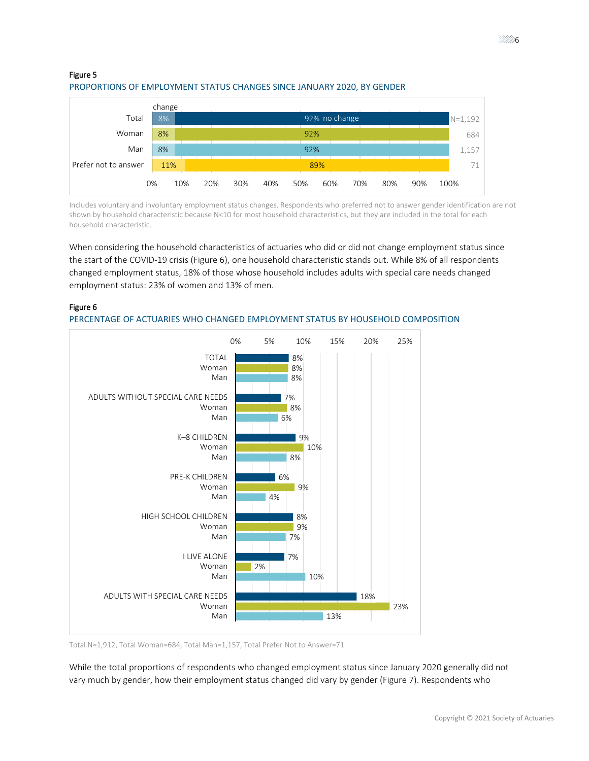Figure 5

PROPORTIONS OF EMPLOYMENT STATUS CHANGES SINCE JANUARY 2020, BY GENDER

| | change | no change | N |
|---|---|---|---|
| Total | 8% | 92% | N=1,192 |
| Woman | 8% | 92% | 684 |
| Man | 8% | 92% | 1,157 |
| Prefer not to answer | 11% | 89% | 71 |

Includes voluntary and involuntary employment status changes. Respondents who preferred not to answer gender identification are not shown by household characteristic because N<10 for most household characteristics, but they are included in the total for each household characteristic.

When considering the household characteristics of actuaries who did or did not change employment status since the start of the COVID-19 crisis (Figure 6), one household characteristic stands out. While 8% of all respondents changed employment status, 18% of those whose household includes adults with special care needs changed employment status: 23% of women and 13% of men.

Figure 6

PERCENTAGE OF ACTUARIES WHO CHANGED EMPLOYMENT STATUS BY HOUSEHOLD COMPOSITION

| Household composition | Total | Woman | Man |
|---|---|---|---|
| TOTAL | 8% | 8% | 8% |
| ADULTS WITHOUT SPECIAL CARE NEEDS | 7% | 8% | 6% |
| K–8 CHILDREN | 9% | 10% | 8% |
| PRE-K CHILDREN | 6% | 9% | 4% |
| HIGH SCHOOL CHILDREN | 8% | 9% | 7% |
| I LIVE ALONE | 7% | 2% | 10% |
| ADULTS WITH SPECIAL CARE NEEDS | 18% | 23% | 13% |

Total N=1,912, Total Woman=684, Total Man=1,157, Total Prefer Not to Answer=71

While the total proportions of respondents who changed employment status since January 2020 generally did not vary much by gender, how their employment status changed did vary by gender (Figure 7). Respondents who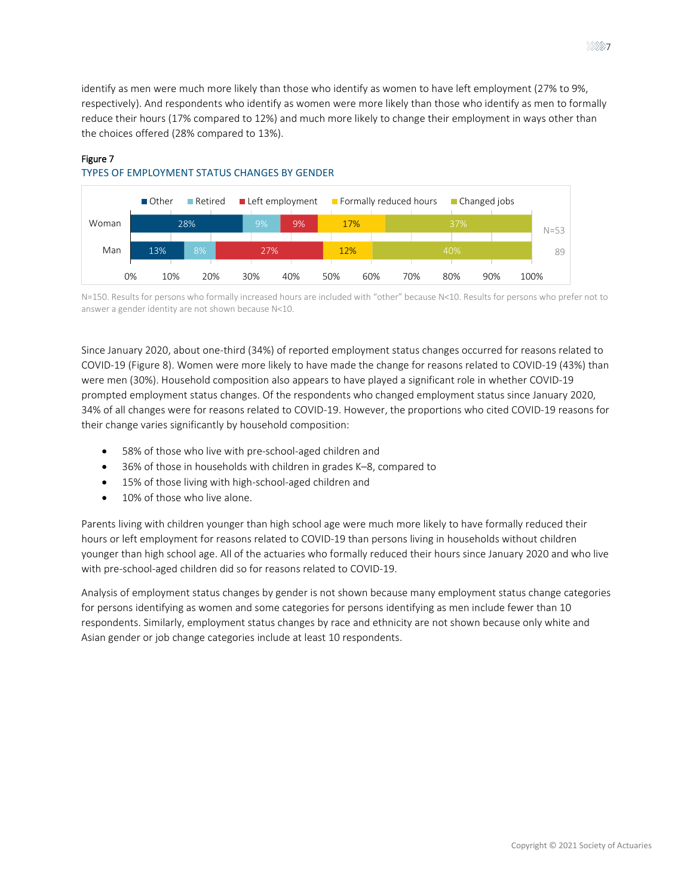identify as men were much more likely than those who identify as women to have left employment (27% to 9%, respectively). And respondents who identify as women were more likely than those who identify as men to formally reduce their hours (17% compared to 12%) and much more likely to change their employment in ways other than the choices offered (28% compared to 13%).

Figure 7

TYPES OF EMPLOYMENT STATUS CHANGES BY GENDER

| | Other | Retired | Left employment | Formally reduced hours | Changed jobs | N |
|---|---|---|---|---|---|---|
| Woman | 28% | 9% | 9% | 17% | 37% | N=53 |
| Man | 13% | 8% | 27% | 12% | 40% | 89 |

N=150. Results for persons who formally increased hours are included with "other" because N<10. Results for persons who prefer not to answer a gender identity are not shown because N<10.

Since January 2020, about one-third (34%) of reported employment status changes occurred for reasons related to COVID-19 (Figure 8). Women were more likely to have made the change for reasons related to COVID-19 (43%) than were men (30%). Household composition also appears to have played a significant role in whether COVID-19 prompted employment status changes. Of the respondents who changed employment status since January 2020, 34% of all changes were for reasons related to COVID-19. However, the proportions who cited COVID-19 reasons for their change varies significantly by household composition:

- 58% of those who live with pre-school-aged children and
- 36% of those in households with children in grades K–8, compared to
- 15% of those living with high-school-aged children and
- 10% of those who live alone.

Parents living with children younger than high school age were much more likely to have formally reduced their hours or left employment for reasons related to COVID-19 than persons living in households without children younger than high school age. All of the actuaries who formally reduced their hours since January 2020 and who live with pre-school-aged children did so for reasons related to COVID-19.

Analysis of employment status changes by gender is not shown because many employment status change categories for persons identifying as women and some categories for persons identifying as men include fewer than 10 respondents. Similarly, employment status changes by race and ethnicity are not shown because only white and Asian gender or job change categories include at least 10 respondents.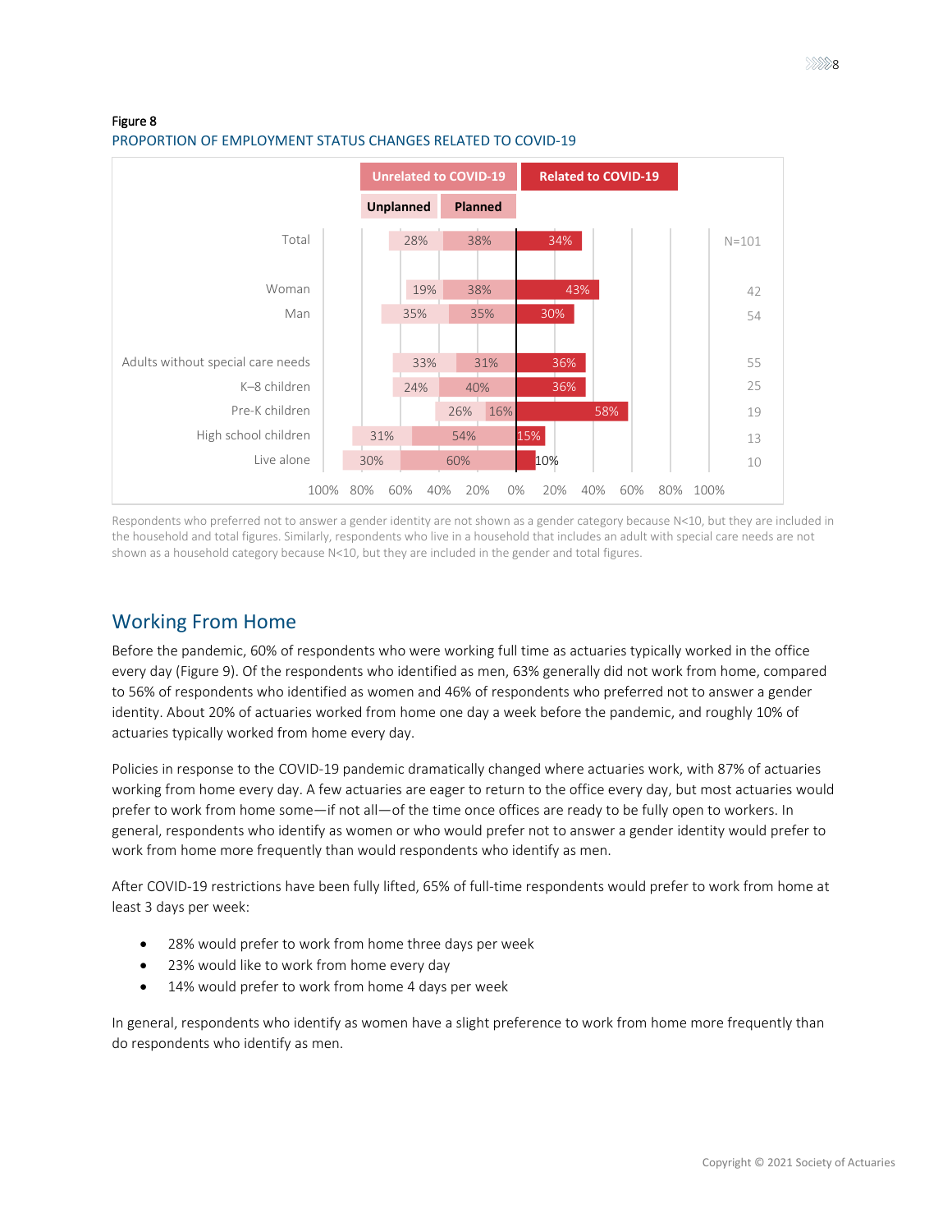Figure 8

PROPORTION OF EMPLOYMENT STATUS CHANGES RELATED TO COVID-19

| | Unrelated to COVID-19: Unplanned | Unrelated to COVID-19: Planned | Related to COVID-19 | N |
|---|---|---|---|---|
| Total | 28% | 38% | 34% | N=101 |
| Woman | 19% | 38% | 43% | 42 |
| Man | 35% | 35% | 30% | 54 |
| Adults without special care needs | 33% | 31% | 36% | 55 |
| K–8 children | 24% | 40% | 36% | 25 |
| Pre-K children | 26% | 16% | 58% | 19 |
| High school children | 31% | 54% | 15% | 13 |
| Live alone | 30% | 60% | 10% | 10 |

Respondents who preferred not to answer a gender identity are not shown as a gender category because N<10, but they are included in the household and total figures. Similarly, respondents who live in a household that includes an adult with special care needs are not shown as a household category because N<10, but they are included in the gender and total figures.

## Working From Home

Before the pandemic, 60% of respondents who were working full time as actuaries typically worked in the office every day (Figure 9). Of the respondents who identified as men, 63% generally did not work from home, compared to 56% of respondents who identified as women and 46% of respondents who preferred not to answer a gender identity. About 20% of actuaries worked from home one day a week before the pandemic, and roughly 10% of actuaries typically worked from home every day.

Policies in response to the COVID-19 pandemic dramatically changed where actuaries work, with 87% of actuaries working from home every day. A few actuaries are eager to return to the office every day, but most actuaries would prefer to work from home some—if not all—of the time once offices are ready to be fully open to workers. In general, respondents who identify as women or who would prefer not to answer a gender identity would prefer to work from home more frequently than would respondents who identify as men.

After COVID-19 restrictions have been fully lifted, 65% of full-time respondents would prefer to work from home at least 3 days per week:

- 28% would prefer to work from home three days per week
- 23% would like to work from home every day
- 14% would prefer to work from home 4 days per week

In general, respondents who identify as women have a slight preference to work from home more frequently than do respondents who identify as men.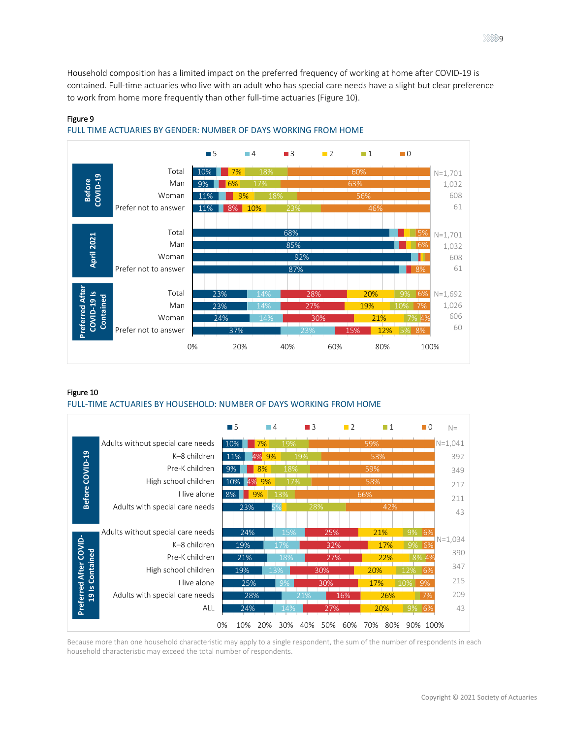Household composition has a limited impact on the preferred frequency of working at home after COVID-19 is contained. Full-time actuaries who live with an adult who has special care needs have a slight but clear preference to work from home more frequently than other full-time actuaries (Figure 10).

Figure 9

FULL TIME ACTUARIES BY GENDER: NUMBER OF DAYS WORKING FROM HOME

| Period | Group | 5 | 4 | 3 | 2 | 1 | 0 | N |
|---|---|---|---|---|---|---|---|---|
| Before COVID-19 | Total | 10% | | | 7% | 18% | 60% | N=1,701 |
| | Man | 9% | | | 6% | 17% | 63% | 1,032 |
| | Woman | 11% | | | 9% | 18% | 56% | 608 |
| | Prefer not to answer | 11% | | 8% | 10% | 23% | 46% | 61 |
| April 2021 | Total | 68% | | | | | 5% | N=1,701 |
| | Man | 85% | | | | | 6% | 1,032 |
| | Woman | 92% | | | | | | 608 |
| | Prefer not to answer | 87% | | | | | 8% | 61 |
| Preferred After COVID-19 Is Contained | Total | 23% | 14% | 28% | 20% | 9% | 6% | N=1,692 |
| | Man | 23% | 14% | 27% | 19% | 10% | 7% | 1,026 |
| | Woman | 24% | 14% | 30% | 21% | 7% | 4% | 606 |
| | Prefer not to answer | 37% | 23% | 15% | 12% | 5% | 8% | 60 |

Figure 10

FULL-TIME ACTUARIES BY HOUSEHOLD: NUMBER OF DAYS WORKING FROM HOME

| Period | Group | 5 | 4 | 3 | 2 | 1 | 0 | N= |
|---|---|---|---|---|---|---|---|---|
| Before COVID-19 | Adults without special care needs | 10% | | | 7% | 19% | 59% | N=1,041 |
| | K–8 children | 11% | | 4% | 9% | 19% | 53% | 392 |
| | Pre-K children | 9% | | | 8% | 18% | 59% | 349 |
| | High school children | 10% | | 4% | 9% | 17% | 58% | 217 |
| | I live alone | 8% | | | 9% | 13% | 66% | 211 |
| | Adults with special care needs | 23% | 5% | | | 28% | 42% | 43 |
| Preferred After COVID-19 Is Contained | Adults without special care needs | 24% | 15% | 25% | 21% | 9% | 6% | N=1,034 |
| | K–8 children | 19% | 17% | 32% | 17% | 9% | 6% | 390 |
| | Pre-K children | 21% | 18% | 27% | 22% | 8% | 4% | 347 |
| | High school children | 19% | 13% | 30% | 20% | 12% | 6% | 215 |
| | I live alone | 25% | 9% | 30% | 17% | 10% | 9% | 209 |
| | Adults with special care needs | 28% | 21% | 16% | 26% | | 7% | 43 |
| | ALL | 24% | 14% | 27% | 20% | 9% | 6% | |

Because more than one household characteristic may apply to a single respondent, the sum of the number of respondents in each household characteristic may exceed the total number of respondents.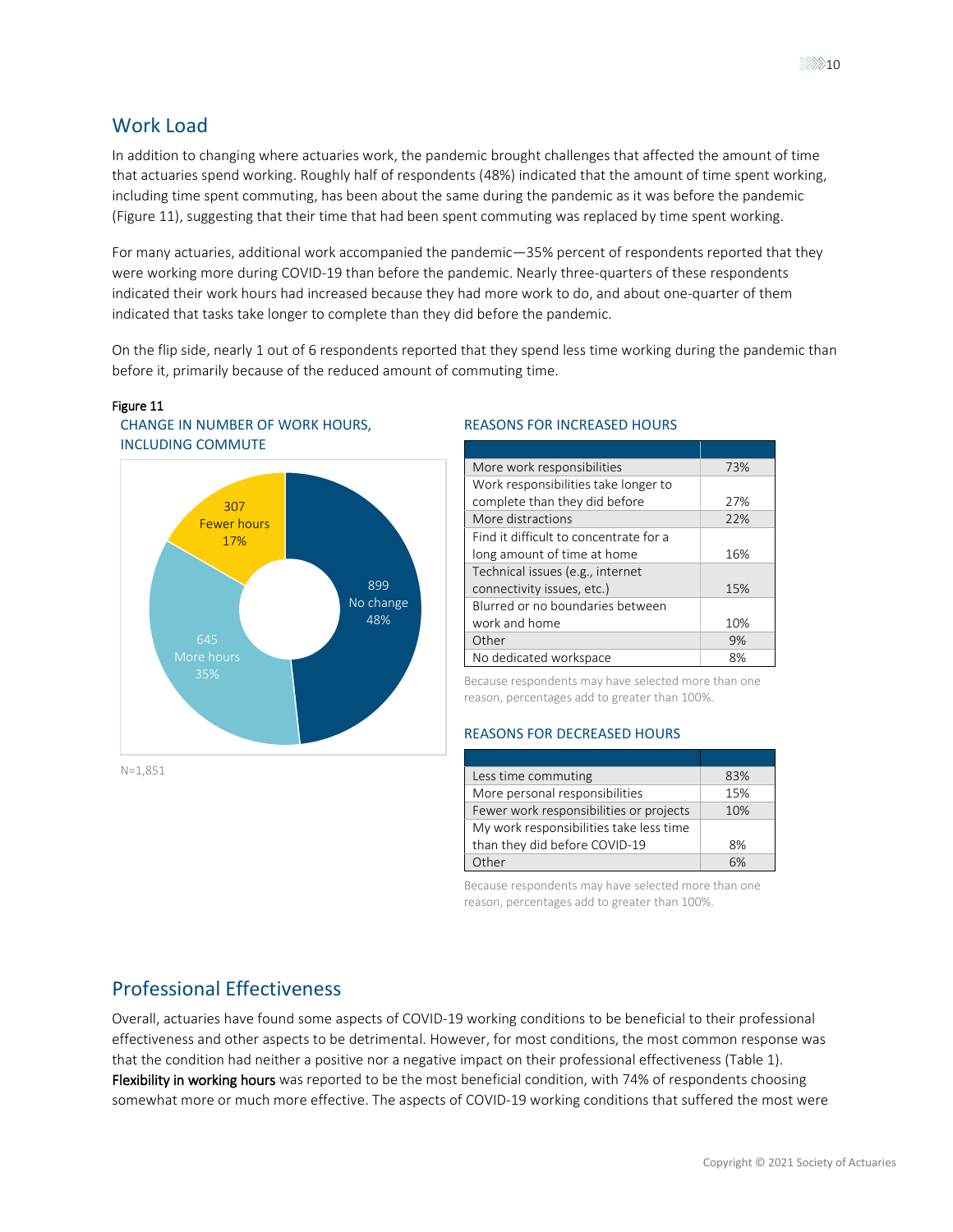## Work Load

In addition to changing where actuaries work, the pandemic brought challenges that affected the amount of time that actuaries spend working. Roughly half of respondents (48%) indicated that the amount of time spent working, including time spent commuting, has been about the same during the pandemic as it was before the pandemic (Figure 11), suggesting that their time that had been spent commuting was replaced by time spent working.

For many actuaries, additional work accompanied the pandemic—35% percent of respondents reported that they were working more during COVID-19 than before the pandemic. Nearly three-quarters of these respondents indicated their work hours had increased because they had more work to do, and about one-quarter of them indicated that tasks take longer to complete than they did before the pandemic.

On the flip side, nearly 1 out of 6 respondents reported that they spend less time working during the pandemic than before it, primarily because of the reduced amount of commuting time.

Figure 11

CHANGE IN NUMBER OF WORK HOURS, INCLUDING COMMUTE

| Response | Count | Percent |
|---|---|---|
| No change | 899 | 48% |
| More hours | 645 | 35% |
| Fewer hours | 307 | 17% |

N=1,851

REASONS FOR INCREASED HOURS

| | |
|---|---|
| More work responsibilities | 73% |
| Work responsibilities take longer to complete than they did before | 27% |
| More distractions | 22% |
| Find it difficult to concentrate for a long amount of time at home | 16% |
| Technical issues (e.g., internet connectivity issues, etc.) | 15% |
| Blurred or no boundaries between work and home | 10% |
| Other | 9% |
| No dedicated workspace | 8% |

Because respondents may have selected more than one reason, percentages add to greater than 100%.

REASONS FOR DECREASED HOURS

| | |
|---|---|
| Less time commuting | 83% |
| More personal responsibilities | 15% |
| Fewer work responsibilities or projects | 10% |
| My work responsibilities take less time than they did before COVID-19 | 8% |
| Other | 6% |

Because respondents may have selected more than one reason, percentages add to greater than 100%.

## Professional Effectiveness

Overall, actuaries have found some aspects of COVID-19 working conditions to be beneficial to their professional effectiveness and other aspects to be detrimental. However, for most conditions, the most common response was that the condition had neither a positive nor a negative impact on their professional effectiveness (Table 1). **Flexibility in working hours** was reported to be the most beneficial condition, with 74% of respondents choosing somewhat more or much more effective. The aspects of COVID-19 working conditions that suffered the most were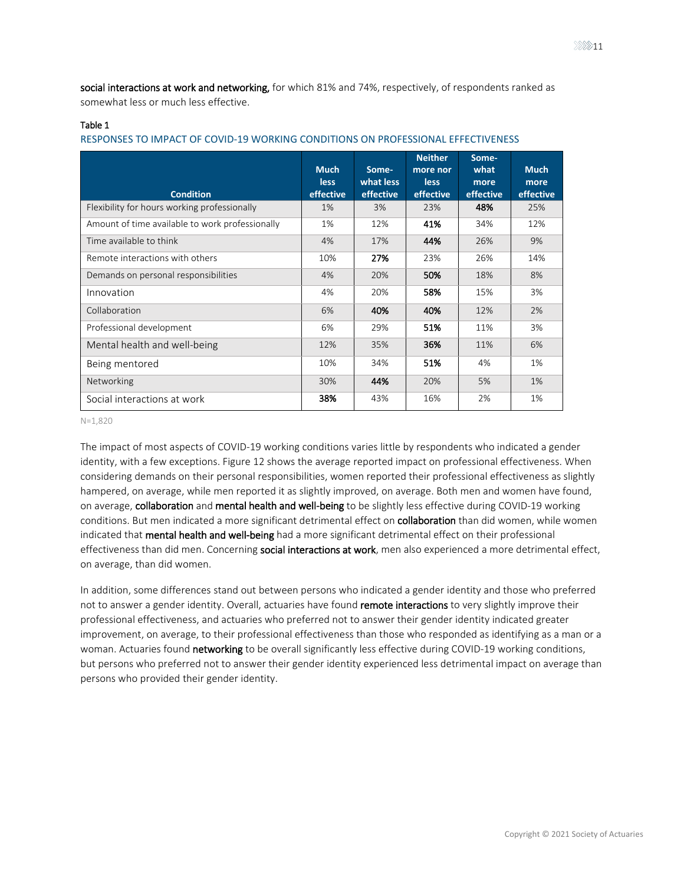**social interactions at work and networking,** for which 81% and 74%, respectively, of respondents ranked as somewhat less or much less effective.

Table 1

RESPONSES TO IMPACT OF COVID-19 WORKING CONDITIONS ON PROFESSIONAL EFFECTIVENESS

| Condition | Much less effective | Some-what less effective | Neither more nor less effective | Some-what more effective | Much more effective |
|---|---|---|---|---|---|
| Flexibility for hours working professionally | 1% | 3% | 23% | **48%** | 25% |
| Amount of time available to work professionally | 1% | 12% | **41%** | 34% | 12% |
| Time available to think | 4% | 17% | **44%** | 26% | 9% |
| Remote interactions with others | 10% | **27%** | 23% | 26% | 14% |
| Demands on personal responsibilities | 4% | 20% | **50%** | 18% | 8% |
| Innovation | 4% | 20% | **58%** | 15% | 3% |
| Collaboration | 6% | **40%** | **40%** | 12% | 2% |
| Professional development | 6% | 29% | **51%** | 11% | 3% |
| Mental health and well-being | 12% | 35% | **36%** | 11% | 6% |
| Being mentored | 10% | 34% | **51%** | 4% | 1% |
| Networking | 30% | **44%** | 20% | 5% | 1% |
| Social interactions at work | **38%** | 43% | 16% | 2% | 1% |

N=1,820

The impact of most aspects of COVID-19 working conditions varies little by respondents who indicated a gender identity, with a few exceptions. Figure 12 shows the average reported impact on professional effectiveness. When considering demands on their personal responsibilities, women reported their professional effectiveness as slightly hampered, on average, while men reported it as slightly improved, on average. Both men and women have found, on average, **collaboration** and **mental health and well-being** to be slightly less effective during COVID-19 working conditions. But men indicated a more significant detrimental effect on **collaboration** than did women, while women indicated that **mental health and well-being** had a more significant detrimental effect on their professional effectiveness than did men. Concerning **social interactions at work**, men also experienced a more detrimental effect, on average, than did women.

In addition, some differences stand out between persons who indicated a gender identity and those who preferred not to answer a gender identity. Overall, actuaries have found **remote interactions** to very slightly improve their professional effectiveness, and actuaries who preferred not to answer their gender identity indicated greater improvement, on average, to their professional effectiveness than those who responded as identifying as a man or a woman. Actuaries found **networking** to be overall significantly less effective during COVID-19 working conditions, but persons who preferred not to answer their gender identity experienced less detrimental impact on average than persons who provided their gender identity.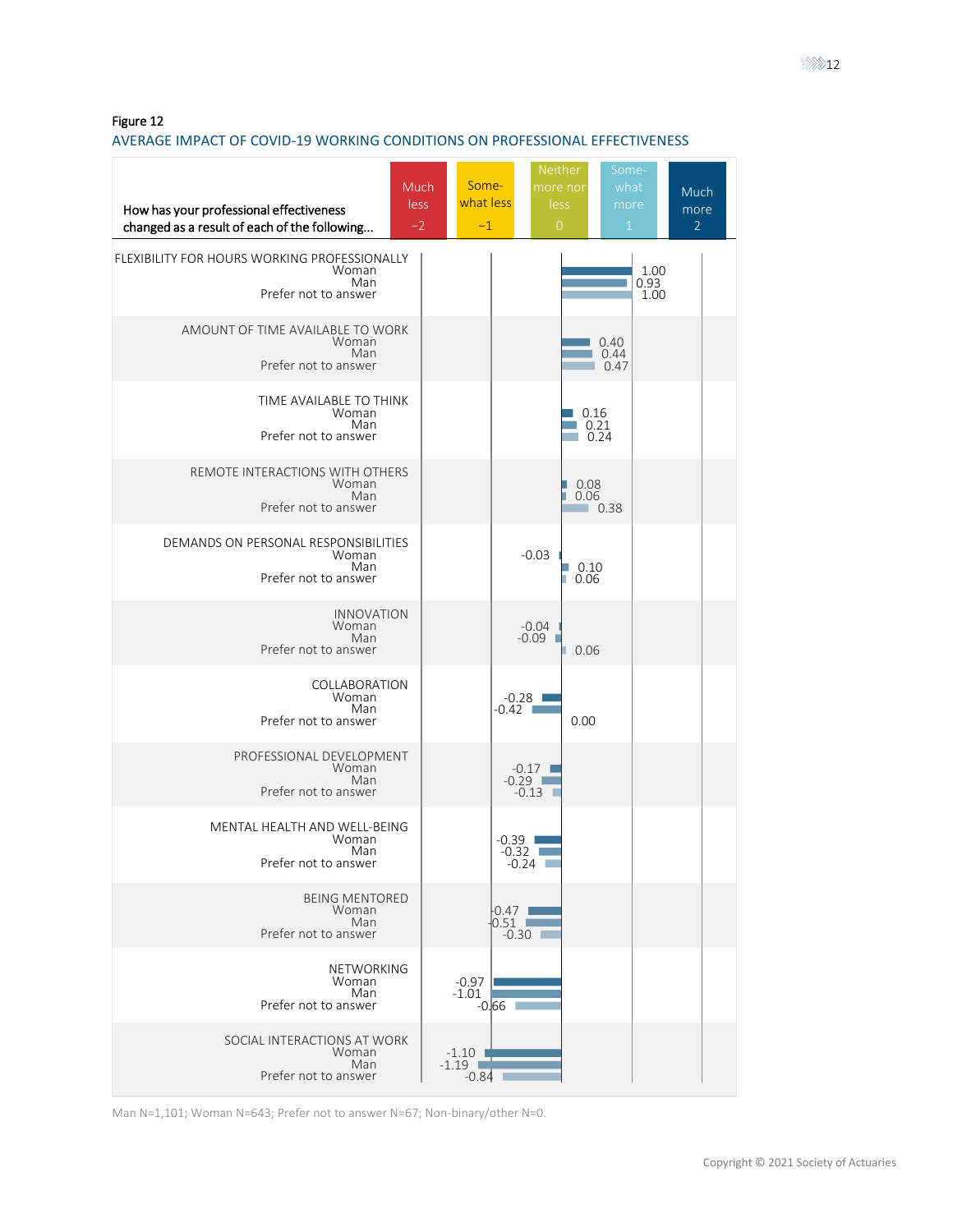Figure 12

AVERAGE IMPACT OF COVID-19 WORKING CONDITIONS ON PROFESSIONAL EFFECTIVENESS

How has your professional effectiveness changed as a result of each of the following...

Scale: Much less −2; Somewhat less −1; Neither more nor less 0; Somewhat more 1; Much more 2

| | Woman | Man | Prefer not to answer |
|---|---|---|---|
| FLEXIBILITY FOR HOURS WORKING PROFESSIONALLY | 1.00 | 0.93 | 1.00 |
| AMOUNT OF TIME AVAILABLE TO WORK | 0.40 | 0.44 | 0.47 |
| TIME AVAILABLE TO THINK | 0.16 | 0.21 | 0.24 |
| REMOTE INTERACTIONS WITH OTHERS | 0.08 | 0.06 | 0.38 |
| DEMANDS ON PERSONAL RESPONSIBILITIES | -0.03 | 0.10 | 0.06 |
| INNOVATION | -0.04 | -0.09 | 0.06 |
| COLLABORATION | -0.28 | -0.42 | 0.00 |
| PROFESSIONAL DEVELOPMENT | -0.17 | -0.29 | -0.13 |
| MENTAL HEALTH AND WELL-BEING | -0.39 | -0.32 | -0.24 |
| BEING MENTORED | -0.47 | -0.51 | -0.30 |
| NETWORKING | -0.97 | -1.01 | -0.66 |
| SOCIAL INTERACTIONS AT WORK | -1.10 | -1.19 | -0.84 |

Man N=1,101; Woman N=643; Prefer not to answer N=67; Non-binary/other N=0.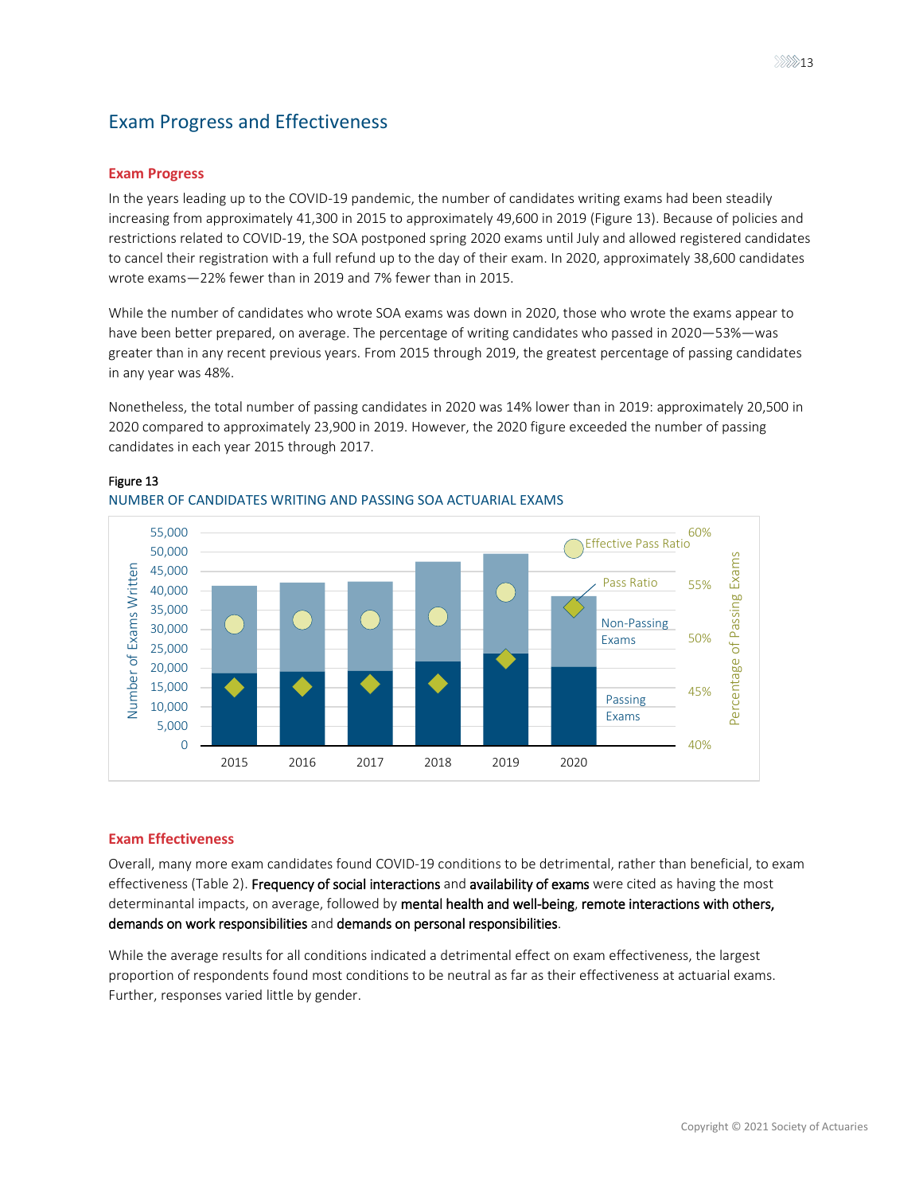## Exam Progress and Effectiveness

### Exam Progress

In the years leading up to the COVID-19 pandemic, the number of candidates writing exams had been steadily increasing from approximately 41,300 in 2015 to approximately 49,600 in 2019 (Figure 13). Because of policies and restrictions related to COVID-19, the SOA postponed spring 2020 exams until July and allowed registered candidates to cancel their registration with a full refund up to the day of their exam. In 2020, approximately 38,600 candidates wrote exams—22% fewer than in 2019 and 7% fewer than in 2015.

While the number of candidates who wrote SOA exams was down in 2020, those who wrote the exams appear to have been better prepared, on average. The percentage of writing candidates who passed in 2020—53%—was greater than in any recent previous years. From 2015 through 2019, the greatest percentage of passing candidates in any year was 48%.

Nonetheless, the total number of passing candidates in 2020 was 14% lower than in 2019: approximately 20,500 in 2020 compared to approximately 23,900 in 2019. However, the 2020 figure exceeded the number of passing candidates in each year 2015 through 2017.

Figure 13

NUMBER OF CANDIDATES WRITING AND PASSING SOA ACTUARIAL EXAMS

### Exam Effectiveness

Overall, many more exam candidates found COVID-19 conditions to be detrimental, rather than beneficial, to exam effectiveness (Table 2). **Frequency of social interactions** and **availability of exams** were cited as having the most determinantal impacts, on average, followed by **mental health and well-being**, **remote interactions with others, demands on work responsibilities** and **demands on personal responsibilities**.

While the average results for all conditions indicated a detrimental effect on exam effectiveness, the largest proportion of respondents found most conditions to be neutral as far as their effectiveness at actuarial exams. Further, responses varied little by gender.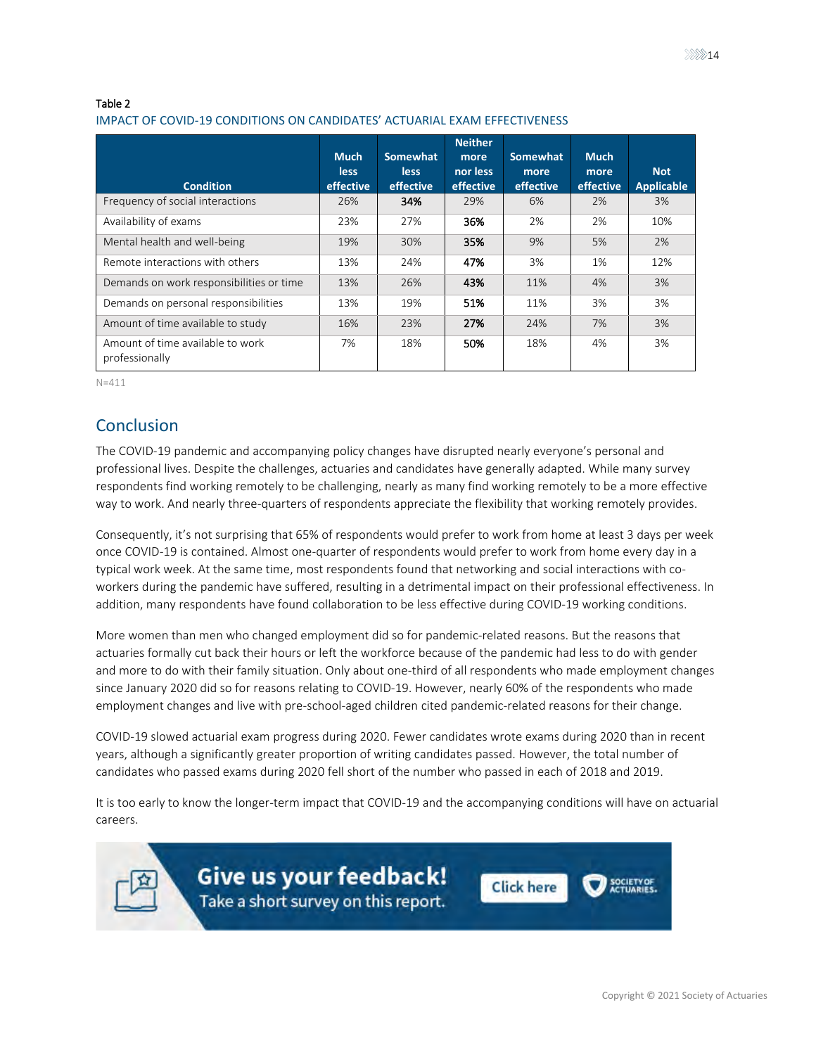Table 2

IMPACT OF COVID-19 CONDITIONS ON CANDIDATES' ACTUARIAL EXAM EFFECTIVENESS

| Condition | Much less effective | Somewhat less effective | Neither more nor less effective | Somewhat more effective | Much more effective | Not Applicable |
|---|---|---|---|---|---|---|
| Frequency of social interactions | 26% | **34%** | 29% | 6% | 2% | 3% |
| Availability of exams | 23% | 27% | **36%** | 2% | 2% | 10% |
| Mental health and well-being | 19% | 30% | **35%** | 9% | 5% | 2% |
| Remote interactions with others | 13% | 24% | **47%** | 3% | 1% | 12% |
| Demands on work responsibilities or time | 13% | 26% | **43%** | 11% | 4% | 3% |
| Demands on personal responsibilities | 13% | 19% | **51%** | 11% | 3% | 3% |
| Amount of time available to study | 16% | 23% | **27%** | 24% | 7% | 3% |
| Amount of time available to work professionally | 7% | 18% | **50%** | 18% | 4% | 3% |

N=411

## Conclusion

The COVID-19 pandemic and accompanying policy changes have disrupted nearly everyone's personal and professional lives. Despite the challenges, actuaries and candidates have generally adapted. While many survey respondents find working remotely to be challenging, nearly as many find working remotely to be a more effective way to work. And nearly three-quarters of respondents appreciate the flexibility that working remotely provides.

Consequently, it's not surprising that 65% of respondents would prefer to work from home at least 3 days per week once COVID-19 is contained. Almost one-quarter of respondents would prefer to work from home every day in a typical work week. At the same time, most respondents found that networking and social interactions with co-workers during the pandemic have suffered, resulting in a detrimental impact on their professional effectiveness. In addition, many respondents have found collaboration to be less effective during COVID-19 working conditions.

More women than men who changed employment did so for pandemic-related reasons. But the reasons that actuaries formally cut back their hours or left the workforce because of the pandemic had less to do with gender and more to do with their family situation. Only about one-third of all respondents who made employment changes since January 2020 did so for reasons relating to COVID-19. However, nearly 60% of the respondents who made employment changes and live with pre-school-aged children cited pandemic-related reasons for their change.

COVID-19 slowed actuarial exam progress during 2020. Fewer candidates wrote exams during 2020 than in recent years, although a significantly greater proportion of writing candidates passed. However, the total number of candidates who passed exams during 2020 fell short of the number who passed in each of 2018 and 2019.

It is too early to know the longer-term impact that COVID-19 and the accompanying conditions will have on actuarial careers.

**Give us your feedback!**
Take a short survey on this report.
Click here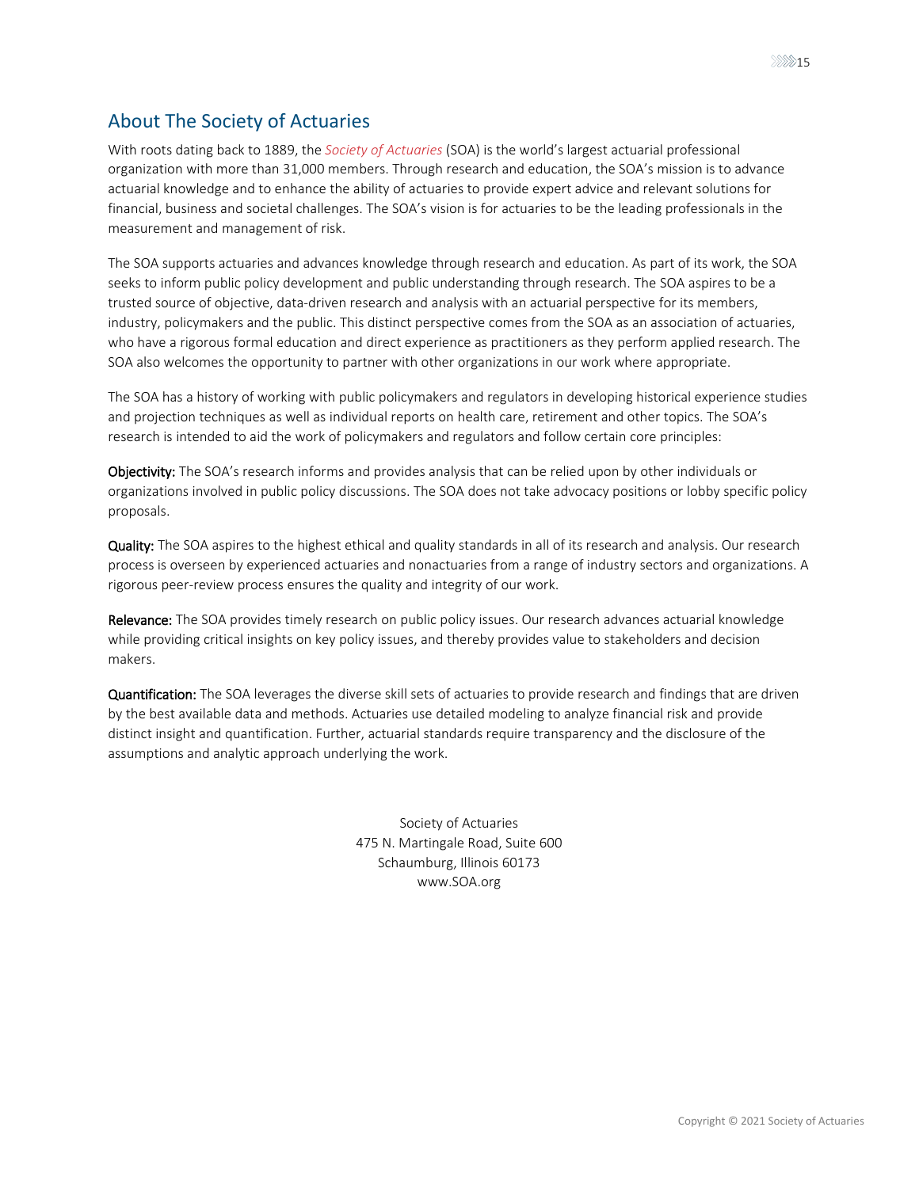## About The Society of Actuaries

With roots dating back to 1889, the *Society of Actuaries* (SOA) is the world's largest actuarial professional organization with more than 31,000 members. Through research and education, the SOA's mission is to advance actuarial knowledge and to enhance the ability of actuaries to provide expert advice and relevant solutions for financial, business and societal challenges. The SOA's vision is for actuaries to be the leading professionals in the measurement and management of risk.

The SOA supports actuaries and advances knowledge through research and education. As part of its work, the SOA seeks to inform public policy development and public understanding through research. The SOA aspires to be a trusted source of objective, data-driven research and analysis with an actuarial perspective for its members, industry, policymakers and the public. This distinct perspective comes from the SOA as an association of actuaries, who have a rigorous formal education and direct experience as practitioners as they perform applied research. The SOA also welcomes the opportunity to partner with other organizations in our work where appropriate.

The SOA has a history of working with public policymakers and regulators in developing historical experience studies and projection techniques as well as individual reports on health care, retirement and other topics. The SOA's research is intended to aid the work of policymakers and regulators and follow certain core principles:

**Objectivity:** The SOA's research informs and provides analysis that can be relied upon by other individuals or organizations involved in public policy discussions. The SOA does not take advocacy positions or lobby specific policy proposals.

**Quality:** The SOA aspires to the highest ethical and quality standards in all of its research and analysis. Our research process is overseen by experienced actuaries and nonactuaries from a range of industry sectors and organizations. A rigorous peer-review process ensures the quality and integrity of our work.

**Relevance:** The SOA provides timely research on public policy issues. Our research advances actuarial knowledge while providing critical insights on key policy issues, and thereby provides value to stakeholders and decision makers.

**Quantification:** The SOA leverages the diverse skill sets of actuaries to provide research and findings that are driven by the best available data and methods. Actuaries use detailed modeling to analyze financial risk and provide distinct insight and quantification. Further, actuarial standards require transparency and the disclosure of the assumptions and analytic approach underlying the work.

Society of Actuaries
475 N. Martingale Road, Suite 600
Schaumburg, Illinois 60173
www.SOA.org

Copyright © 2021 Society of Actuaries